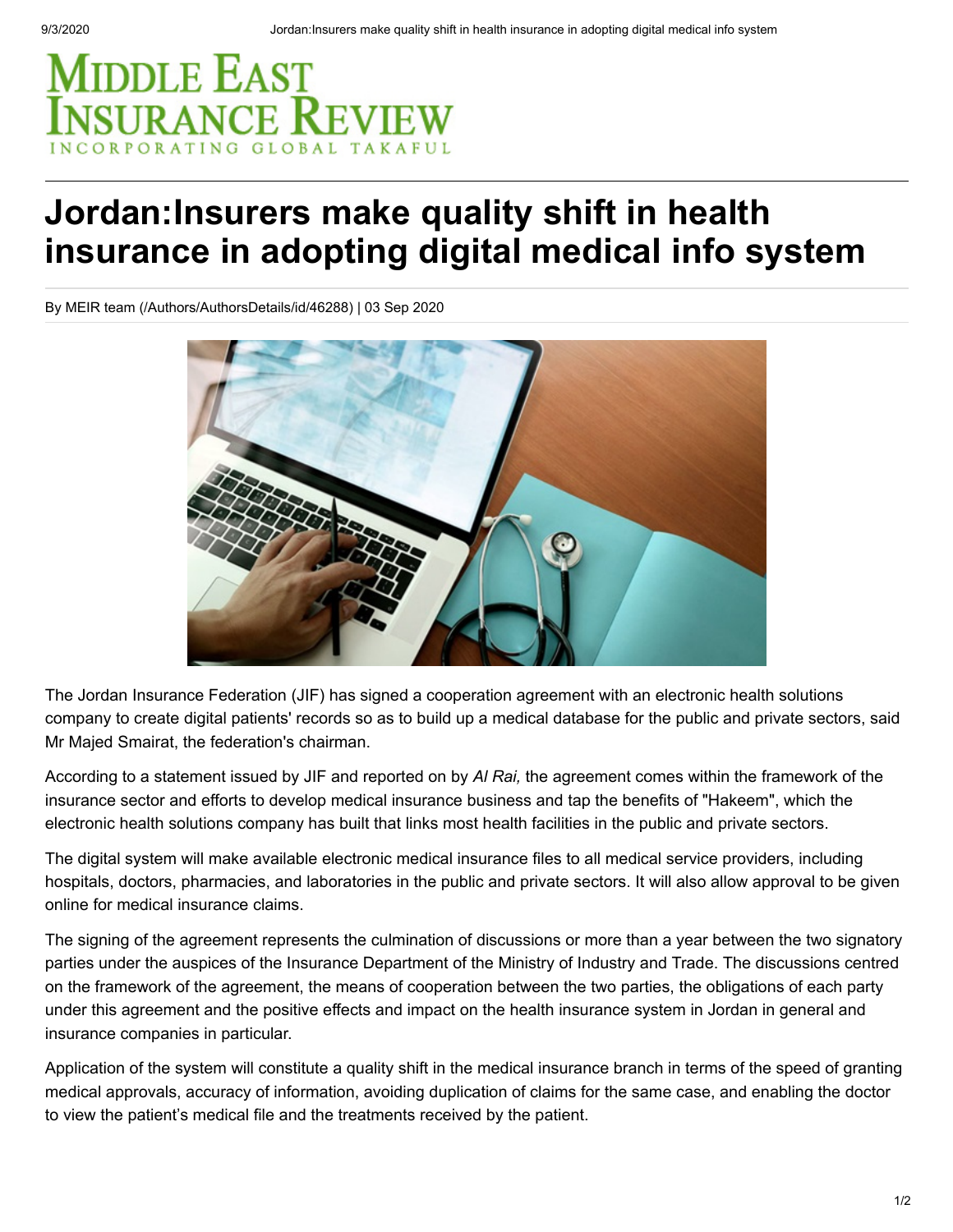MIDDLE EAST INSURANCE REVIEW
INCORPORATING GLOBAL TAKAFUL

# Jordan:Insurers make quality shift in health insurance in adopting digital medical info system

By MEIR team (/Authors/AuthorsDetails/id/46288) | 03 Sep 2020

The Jordan Insurance Federation (JIF) has signed a cooperation agreement with an electronic health solutions company to create digital patients' records so as to build up a medical database for the public and private sectors, said Mr Majed Smairat, the federation's chairman.

According to a statement issued by JIF and reported on by *Al Rai,* the agreement comes within the framework of the insurance sector and efforts to develop medical insurance business and tap the benefits of "Hakeem", which the electronic health solutions company has built that links most health facilities in the public and private sectors.

The digital system will make available electronic medical insurance files to all medical service providers, including hospitals, doctors, pharmacies, and laboratories in the public and private sectors. It will also allow approval to be given online for medical insurance claims.

The signing of the agreement represents the culmination of discussions or more than a year between the two signatory parties under the auspices of the Insurance Department of the Ministry of Industry and Trade. The discussions centred on the framework of the agreement, the means of cooperation between the two parties, the obligations of each party under this agreement and the positive effects and impact on the health insurance system in Jordan in general and insurance companies in particular.

Application of the system will constitute a quality shift in the medical insurance branch in terms of the speed of granting medical approvals, accuracy of information, avoiding duplication of claims for the same case, and enabling the doctor to view the patient's medical file and the treatments received by the patient.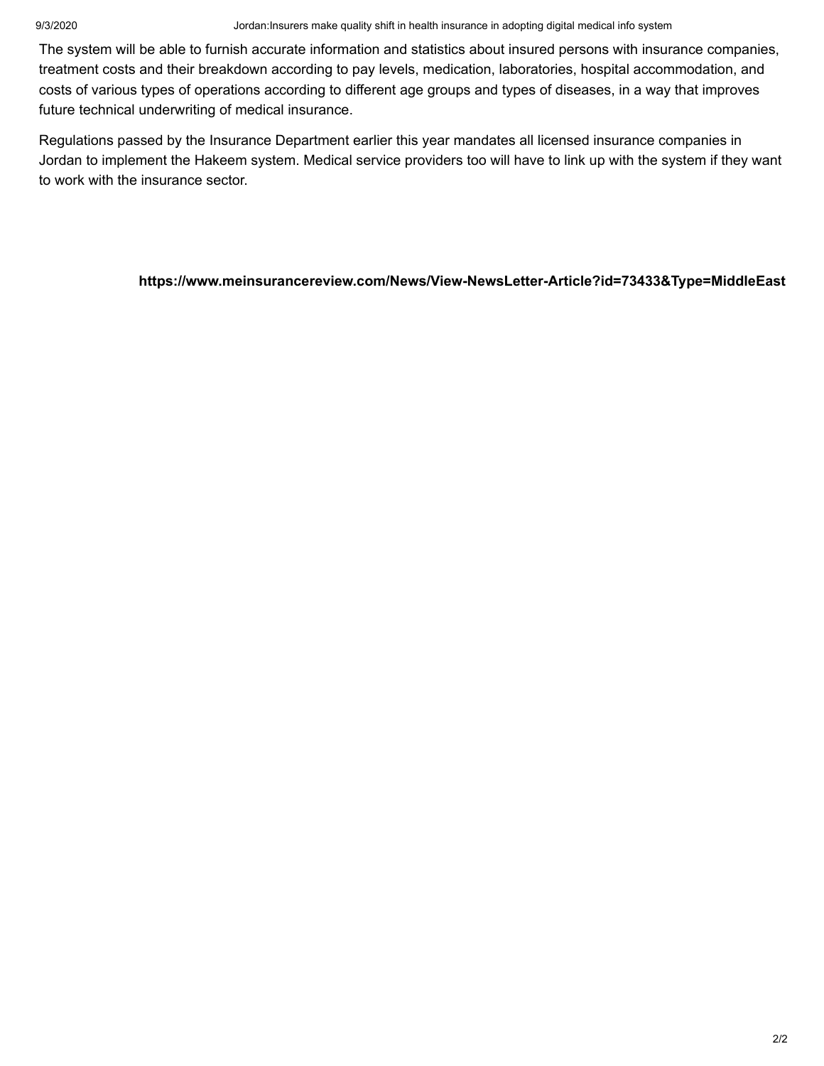The system will be able to furnish accurate information and statistics about insured persons with insurance companies, treatment costs and their breakdown according to pay levels, medication, laboratories, hospital accommodation, and costs of various types of operations according to different age groups and types of diseases, in a way that improves future technical underwriting of medical insurance.

Regulations passed by the Insurance Department earlier this year mandates all licensed insurance companies in Jordan to implement the Hakeem system. Medical service providers too will have to link up with the system if they want to work with the insurance sector.

**https://www.meinsurancereview.com/News/View-NewsLetter-Article?id=73433&Type=MiddleEast**